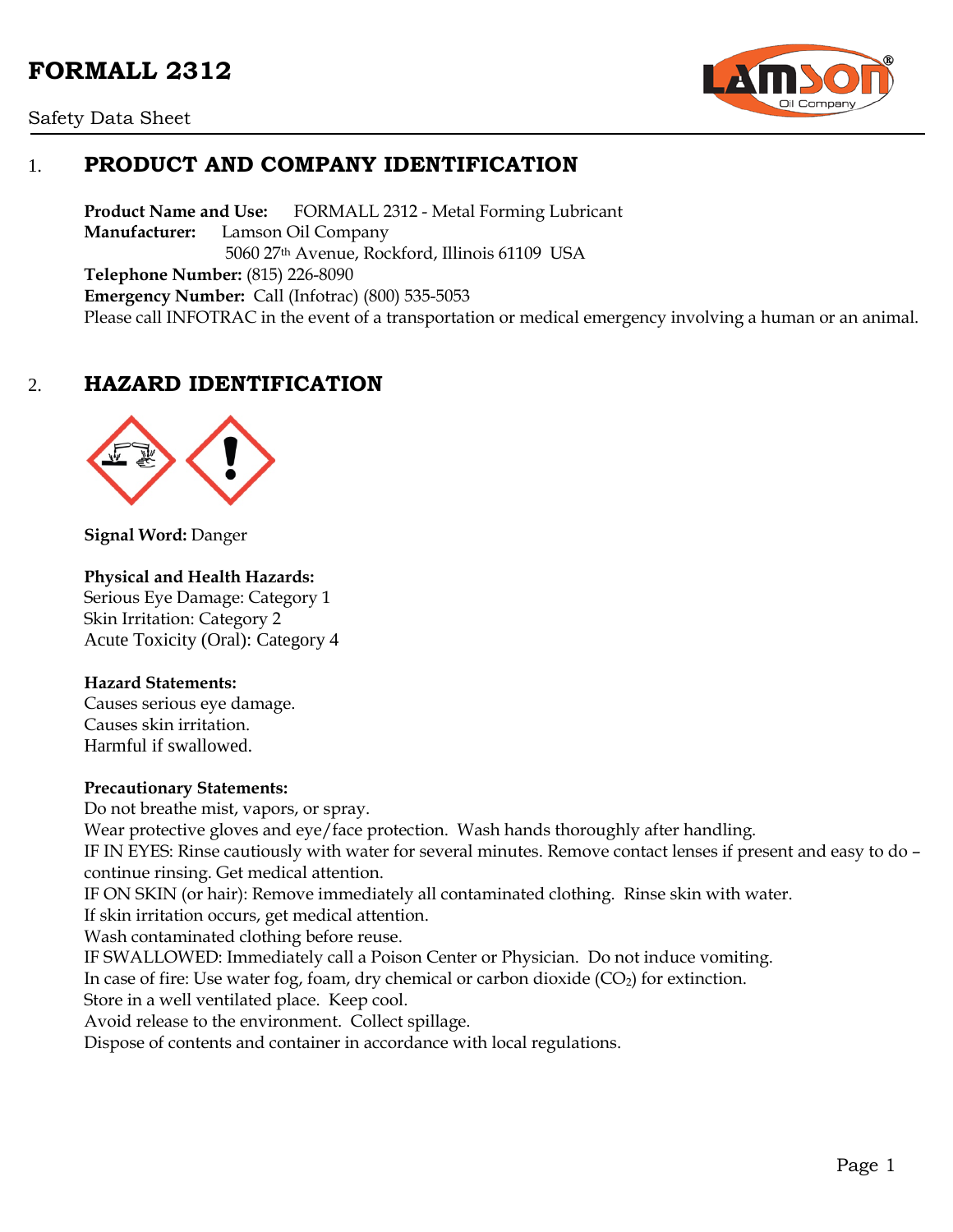# FORMALL 2312

Safety Data Sheet

## 1. PRODUCT AND COMPANY IDENTIFICATION

**Product Name and Use:** FORMALL 2312 - Metal Forming Lubricant
**Manufacturer:** Lamson Oil Company
5060 27th Avenue, Rockford, Illinois 61109 USA
**Telephone Number:** (815) 226-8090
**Emergency Number:** Call (Infotrac) (800) 535-5053
Please call INFOTRAC in the event of a transportation or medical emergency involving a human or an animal.

## 2. HAZARD IDENTIFICATION

**Signal Word:** Danger

**Physical and Health Hazards:**
Serious Eye Damage: Category 1
Skin Irritation: Category 2
Acute Toxicity (Oral): Category 4

**Hazard Statements:**
Causes serious eye damage.
Causes skin irritation.
Harmful if swallowed.

**Precautionary Statements:**
Do not breathe mist, vapors, or spray.
Wear protective gloves and eye/face protection. Wash hands thoroughly after handling.
IF IN EYES: Rinse cautiously with water for several minutes. Remove contact lenses if present and easy to do – continue rinsing. Get medical attention.
IF ON SKIN (or hair): Remove immediately all contaminated clothing. Rinse skin with water.
If skin irritation occurs, get medical attention.
Wash contaminated clothing before reuse.
IF SWALLOWED: Immediately call a Poison Center or Physician. Do not induce vomiting.
In case of fire: Use water fog, foam, dry chemical or carbon dioxide ($CO_2$) for extinction.
Store in a well ventilated place. Keep cool.
Avoid release to the environment. Collect spillage.
Dispose of contents and container in accordance with local regulations.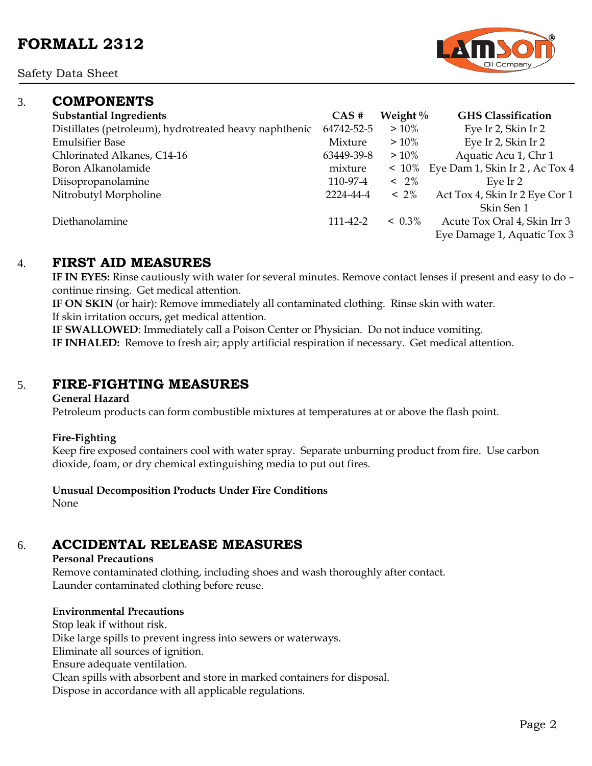## 3. COMPONENTS

| Substantial Ingredients | CAS # | Weight % | GHS Classification |
|---|---|---|---|
| Distillates (petroleum), hydrotreated heavy naphthenic | 64742-52-5 | > 10% | Eye Ir 2, Skin Ir 2 |
| Emulsifier Base | Mixture | > 10% | Eye Ir 2, Skin Ir 2 |
| Chlorinated Alkanes, C14-16 | 63449-39-8 | > 10% | Aquatic Acu 1, Chr 1 |
| Boron Alkanolamide | mixture | < 10% | Eye Dam 1, Skin Ir 2 , Ac Tox 4 |
| Diisopropanolamine | 110-97-4 | < 2% | Eye Ir 2 |
| Nitrobutyl Morpholine | 2224-44-4 | < 2% | Act Tox 4, Skin Ir 2 Eye Cor 1 Skin Sen 1 |
| Diethanolamine | 111-42-2 | < 0.3% | Acute Tox Oral 4, Skin Irr 3 Eye Damage 1, Aquatic Tox 3 |

## 4. FIRST AID MEASURES

**IF IN EYES:** Rinse cautiously with water for several minutes. Remove contact lenses if present and easy to do – continue rinsing. Get medical attention.

**IF ON SKIN** (or hair): Remove immediately all contaminated clothing. Rinse skin with water.
If skin irritation occurs, get medical attention.

**IF SWALLOWED**: Immediately call a Poison Center or Physician. Do not induce vomiting.

**IF INHALED:** Remove to fresh air; apply artificial respiration if necessary. Get medical attention.

## 5. FIRE-FIGHTING MEASURES

**General Hazard**

Petroleum products can form combustible mixtures at temperatures at or above the flash point.

**Fire-Fighting**

Keep fire exposed containers cool with water spray. Separate unburning product from fire. Use carbon dioxide, foam, or dry chemical extinguishing media to put out fires.

**Unusual Decomposition Products Under Fire Conditions**

None

## 6. ACCIDENTAL RELEASE MEASURES

**Personal Precautions**

Remove contaminated clothing, including shoes and wash thoroughly after contact.
Launder contaminated clothing before reuse.

**Environmental Precautions**

Stop leak if without risk.
Dike large spills to prevent ingress into sewers or waterways.
Eliminate all sources of ignition.
Ensure adequate ventilation.
Clean spills with absorbent and store in marked containers for disposal.
Dispose in accordance with all applicable regulations.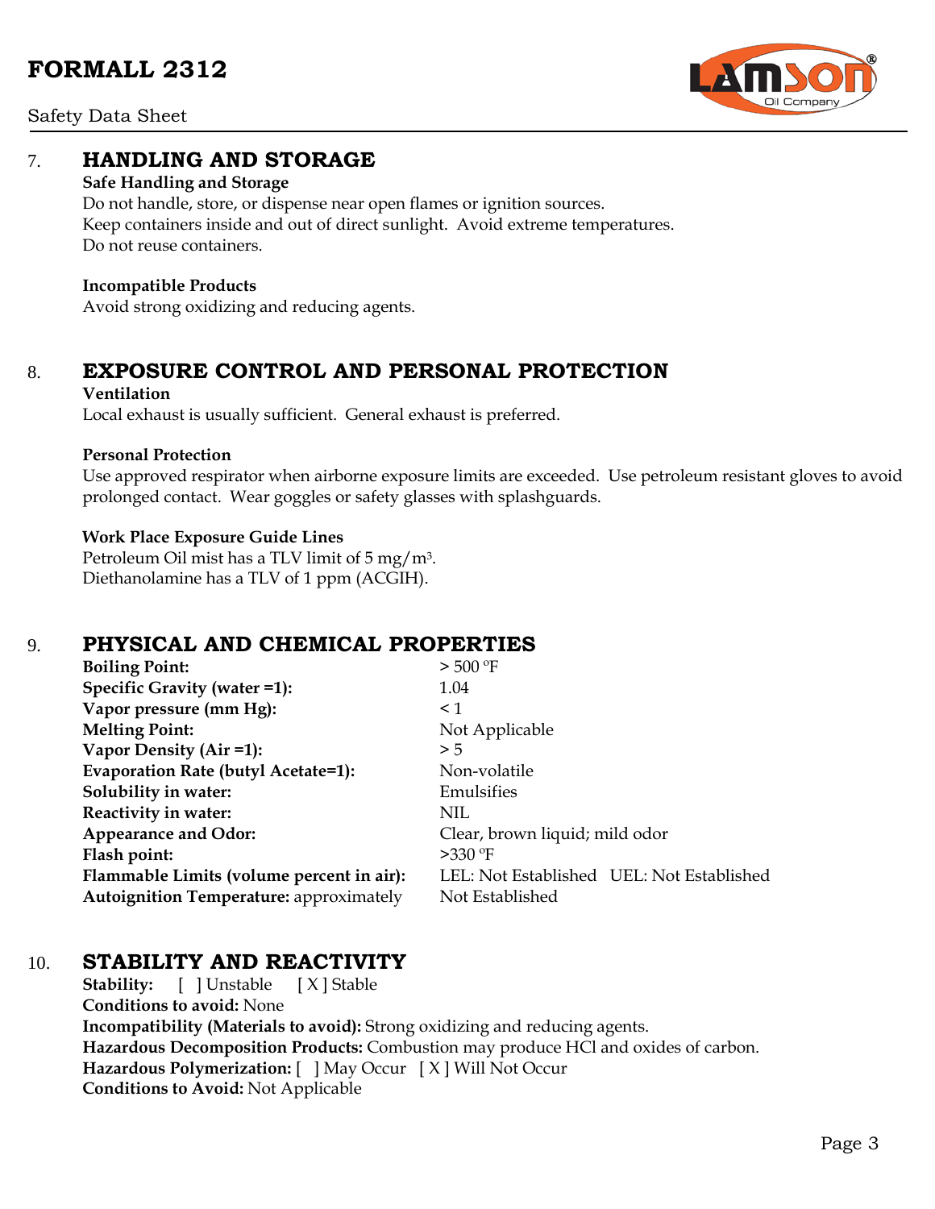## 7. HANDLING AND STORAGE

**Safe Handling and Storage**

Do not handle, store, or dispense near open flames or ignition sources.
Keep containers inside and out of direct sunlight. Avoid extreme temperatures.
Do not reuse containers.

**Incompatible Products**

Avoid strong oxidizing and reducing agents.

## 8. EXPOSURE CONTROL AND PERSONAL PROTECTION

**Ventilation**

Local exhaust is usually sufficient. General exhaust is preferred.

**Personal Protection**

Use approved respirator when airborne exposure limits are exceeded. Use petroleum resistant gloves to avoid prolonged contact. Wear goggles or safety glasses with splashguards.

**Work Place Exposure Guide Lines**

Petroleum Oil mist has a TLV limit of 5 $mg/m^3$.
Diethanolamine has a TLV of 1 ppm (ACGIH).

## 9. PHYSICAL AND CHEMICAL PROPERTIES

| | |
|---|---|
| **Boiling Point:** | > 500 ºF |
| **Specific Gravity (water =1):** | 1.04 |
| **Vapor pressure (mm Hg):** | < 1 |
| **Melting Point:** | Not Applicable |
| **Vapor Density (Air =1):** | > 5 |
| **Evaporation Rate (butyl Acetate=1):** | Non-volatile |
| **Solubility in water:** | Emulsifies |
| **Reactivity in water:** | NIL |
| **Appearance and Odor:** | Clear, brown liquid; mild odor |
| **Flash point:** | >330 ºF |
| **Flammable Limits (volume percent in air):** | LEL: Not Established UEL: Not Established |
| **Autoignition Temperature:** approximately | Not Established |

## 10. STABILITY AND REACTIVITY

**Stability:** [ ] Unstable [ X ] Stable
**Conditions to avoid:** None
**Incompatibility (Materials to avoid):** Strong oxidizing and reducing agents.
**Hazardous Decomposition Products:** Combustion may produce HCl and oxides of carbon.
**Hazardous Polymerization:** [ ] May Occur [ X ] Will Not Occur
**Conditions to Avoid:** Not Applicable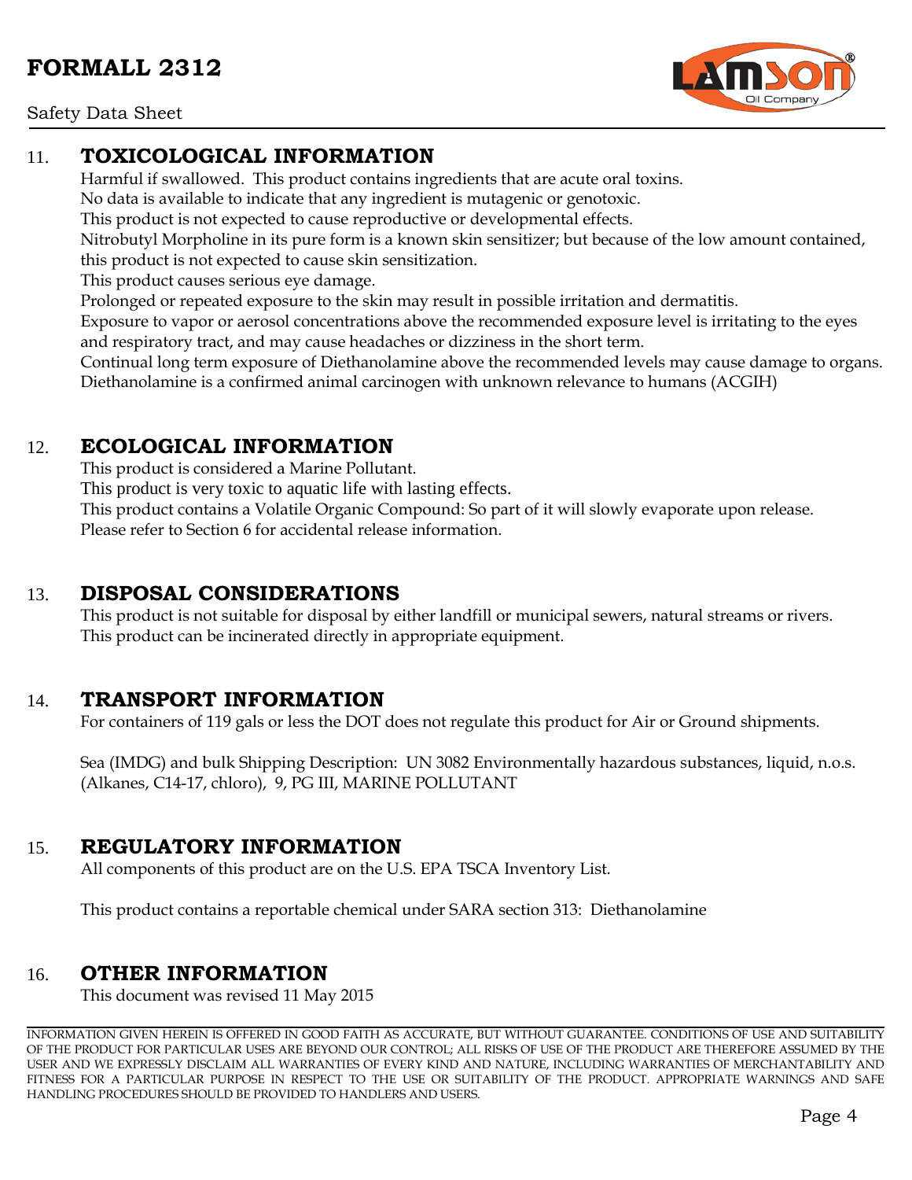## 11. TOXICOLOGICAL INFORMATION

Harmful if swallowed. This product contains ingredients that are acute oral toxins.
No data is available to indicate that any ingredient is mutagenic or genotoxic.
This product is not expected to cause reproductive or developmental effects.
Nitrobutyl Morpholine in its pure form is a known skin sensitizer; but because of the low amount contained, this product is not expected to cause skin sensitization.
This product causes serious eye damage.
Prolonged or repeated exposure to the skin may result in possible irritation and dermatitis.
Exposure to vapor or aerosol concentrations above the recommended exposure level is irritating to the eyes and respiratory tract, and may cause headaches or dizziness in the short term.
Continual long term exposure of Diethanolamine above the recommended levels may cause damage to organs.
Diethanolamine is a confirmed animal carcinogen with unknown relevance to humans (ACGIH)

## 12. ECOLOGICAL INFORMATION

This product is considered a Marine Pollutant.
This product is very toxic to aquatic life with lasting effects.
This product contains a Volatile Organic Compound: So part of it will slowly evaporate upon release.
Please refer to Section 6 for accidental release information.

## 13. DISPOSAL CONSIDERATIONS

This product is not suitable for disposal by either landfill or municipal sewers, natural streams or rivers.
This product can be incinerated directly in appropriate equipment.

## 14. TRANSPORT INFORMATION

For containers of 119 gals or less the DOT does not regulate this product for Air or Ground shipments.

Sea (IMDG) and bulk Shipping Description: UN 3082 Environmentally hazardous substances, liquid, n.o.s. (Alkanes, C14-17, chloro), 9, PG III, MARINE POLLUTANT

## 15. REGULATORY INFORMATION

All components of this product are on the U.S. EPA TSCA Inventory List.

This product contains a reportable chemical under SARA section 313: Diethanolamine

## 16. OTHER INFORMATION

This document was revised 11 May 2015

INFORMATION GIVEN HEREIN IS OFFERED IN GOOD FAITH AS ACCURATE, BUT WITHOUT GUARANTEE. CONDITIONS OF USE AND SUITABILITY OF THE PRODUCT FOR PARTICULAR USES ARE BEYOND OUR CONTROL; ALL RISKS OF USE OF THE PRODUCT ARE THEREFORE ASSUMED BY THE USER AND WE EXPRESSLY DISCLAIM ALL WARRANTIES OF EVERY KIND AND NATURE, INCLUDING WARRANTIES OF MERCHANTABILITY AND FITNESS FOR A PARTICULAR PURPOSE IN RESPECT TO THE USE OR SUITABILITY OF THE PRODUCT. APPROPRIATE WARNINGS AND SAFE HANDLING PROCEDURES SHOULD BE PROVIDED TO HANDLERS AND USERS.